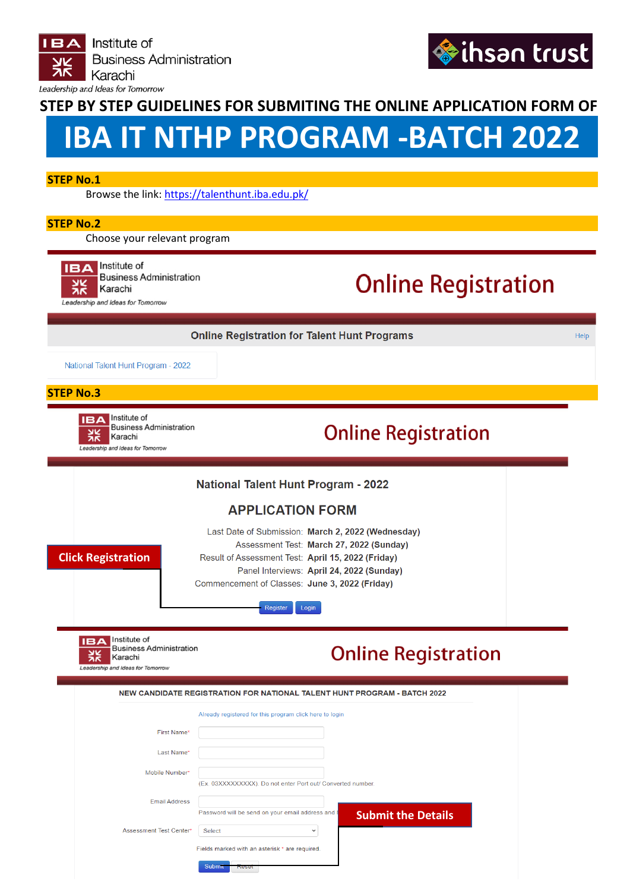Institute of Business Administration Karachi

*Leadership and Ideas for Tomorrow*

ihsan trust

## STEP BY STEP GUIDELINES FOR SUBMITING THE ONLINE APPLICATION FORM OF

# IBA IT NTHP PROGRAM -BATCH 2022

### STEP No.1

Browse the link: https://talenthunt.iba.edu.pk/

### STEP No.2

Choose your relevant program

Institute of Business Administration Karachi

*Leadership and Ideas for Tomorrow*

Online Registration

Online Registration for Talent Hunt Programs

Help

National Talent Hunt Program - 2022

### STEP No.3

Institute of Business Administration Karachi

*Leadership and Ideas for Tomorrow*

Online Registration

National Talent Hunt Program - 2022

APPLICATION FORM

| | |
|---|---|
| Last Date of Submission: | **March 2, 2022 (Wednesday)** |
| Assessment Test: | **March 27, 2022 (Sunday)** |
| Result of Assessment Test: | **April 15, 2022 (Friday)** |
| Panel Interviews: | **April 24, 2022 (Sunday)** |
| Commencement of Classes: | **June 3, 2022 (Friday)** |

**Click Registration**

Register Login

Institute of Business Administration Karachi

*Leadership and Ideas for Tomorrow*

Online Registration

NEW CANDIDATE REGISTRATION FOR NATIONAL TALENT HUNT PROGRAM - BATCH 2022

Already registered for this program click here to login

First Name*

Last Name*

Mobile Number*

(Ex. 03XXXXXXXXX). Do not enter Port out/ Converted number.

Email Address

Password will be send on your email address and

**Submit the Details**

Assessment Test Center* Select

Fields marked with an asterisk * are required.

Submit Reset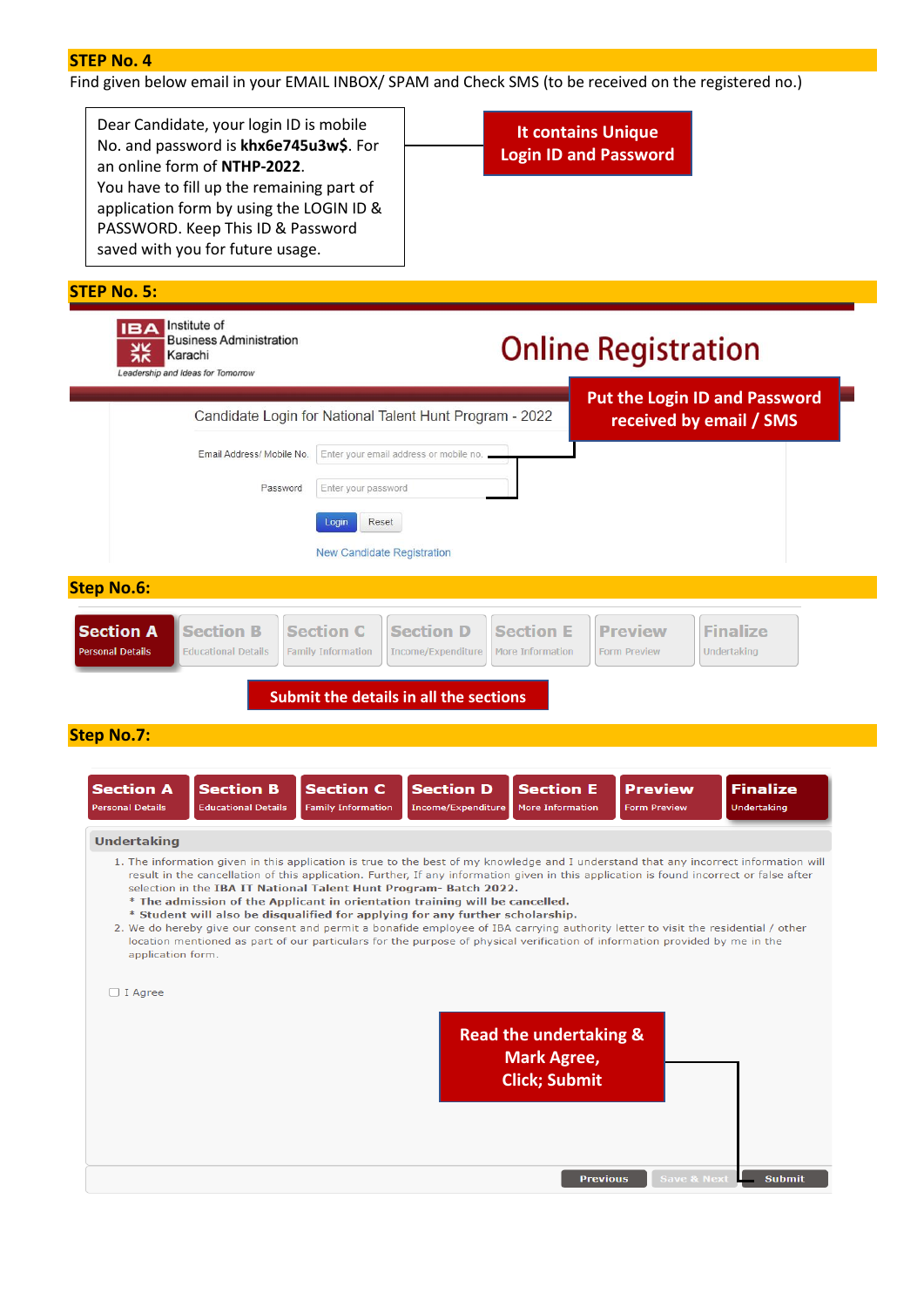## STEP No. 4

Find given below email in your EMAIL INBOX/ SPAM and Check SMS (to be received on the registered no.)

> Dear Candidate, your login ID is mobile No. and password is **khx6e745u3w$**. For an online form of **NTHP-2022**.
> You have to fill up the remaining part of application form by using the LOGIN ID & PASSWORD. Keep This ID & Password saved with you for future usage.

**It contains Unique Login ID and Password**

## STEP No. 5:

IBA Institute of Business Administration Karachi

*Leadership and Ideas for Tomorrow*

# Online Registration

Candidate Login for National Talent Hunt Program - 2022

Email Address/ Mobile No. [Enter your email address or mobile no.]

Password [Enter your password]

Login | Reset

New Candidate Registration

**Put the Login ID and Password received by email / SMS**

## Step No.6:

| Section A | Section B | Section C | Section D | Section E | Preview | Finalize |
|---|---|---|---|---|---|---|
| Personal Details | Educational Details | Family Information | Income/Expenditure | More Information | Form Preview | Undertaking |

**Submit the details in all the sections**

## Step No.7:

| Section A | Section B | Section C | Section D | Section E | Preview | Finalize |
|---|---|---|---|---|---|---|
| Personal Details | Educational Details | Family Information | Income/Expenditure | More Information | Form Preview | Undertaking |

**Undertaking**

1. The information given in this application is true to the best of my knowledge and I understand that any incorrect information will result in the cancellation of this application. Further, If any information given in this application is found incorrect or false after selection in the **IBA IT National Talent Hunt Program- Batch 2022.**
   - **The admission of the Applicant in orientation training will be cancelled.**
   - **Student will also be disqualified for applying for any further scholarship.**
2. We do hereby give our consent and permit a bonafide employee of IBA carrying authority letter to visit the residential / other location mentioned as part of our particulars for the purpose of physical verification of information provided by me in the application form.

☐ I Agree

**Read the undertaking & Mark Agree, Click; Submit**

Previous | Save & Next | Submit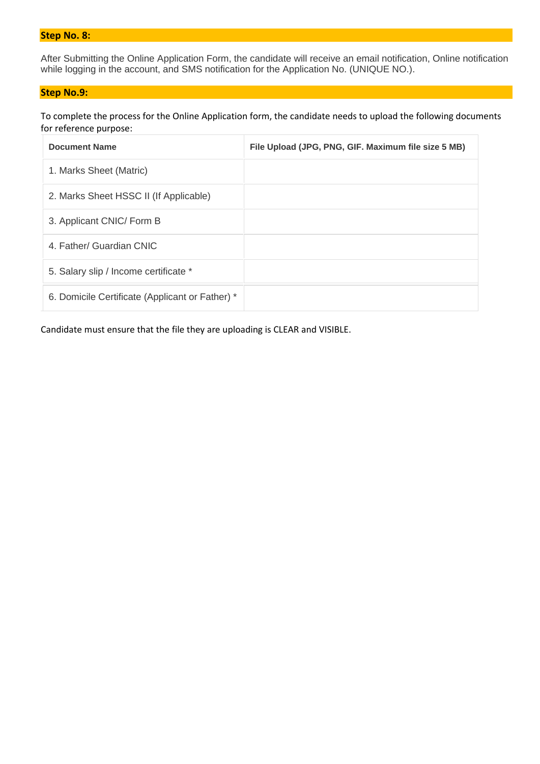**Step No. 8:**

After Submitting the Online Application Form, the candidate will receive an email notification, Online notification while logging in the account, and SMS notification for the Application No. (UNIQUE NO.).

**Step No.9:**

To complete the process for the Online Application form, the candidate needs to upload the following documents for reference purpose:

| Document Name | File Upload (JPG, PNG, GIF. Maximum file size 5 MB) |
|---|---|
| 1. Marks Sheet (Matric) | |
| 2. Marks Sheet HSSC II (If Applicable) | |
| 3. Applicant CNIC/ Form B | |
| 4. Father/ Guardian CNIC | |
| 5. Salary slip / Income certificate * | |
| 6. Domicile Certificate (Applicant or Father) * | |

Candidate must ensure that the file they are uploading is CLEAR and VISIBLE.